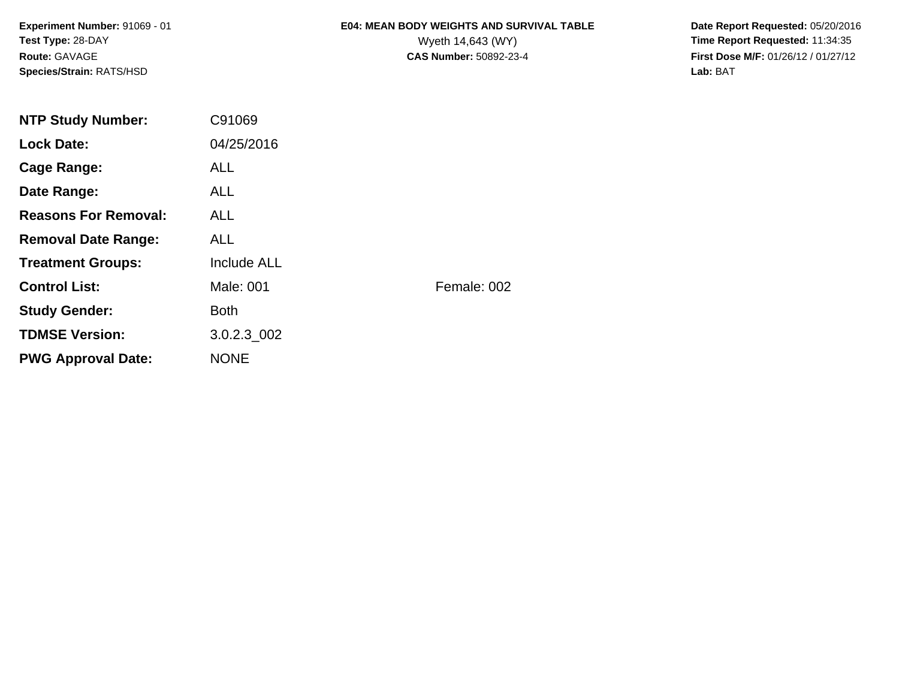**Experiment Number:** 91069 - 01
**Test Type:** 28-DAY
**Route:** GAVAGE
**Species/Strain:** RATS/HSD

# E04: MEAN BODY WEIGHTS AND SURVIVAL TABLE

Wyeth 14,643 (WY)

**CAS Number:** 50892-23-4

**Date Report Requested:** 05/20/2016
**Time Report Requested:** 11:34:35
**First Dose M/F:** 01/26/12 / 01/27/12
**Lab:** BAT

| | | |
|---|---|---|
| **NTP Study Number:** | C91069 | |
| **Lock Date:** | 04/25/2016 | |
| **Cage Range:** | ALL | |
| **Date Range:** | ALL | |
| **Reasons For Removal:** | ALL | |
| **Removal Date Range:** | ALL | |
| **Treatment Groups:** | Include ALL | |
| **Control List:** | Male: 001 | Female: 002 |
| **Study Gender:** | Both | |
| **TDMSE Version:** | 3.0.2.3_002 | |
| **PWG Approval Date:** | NONE | |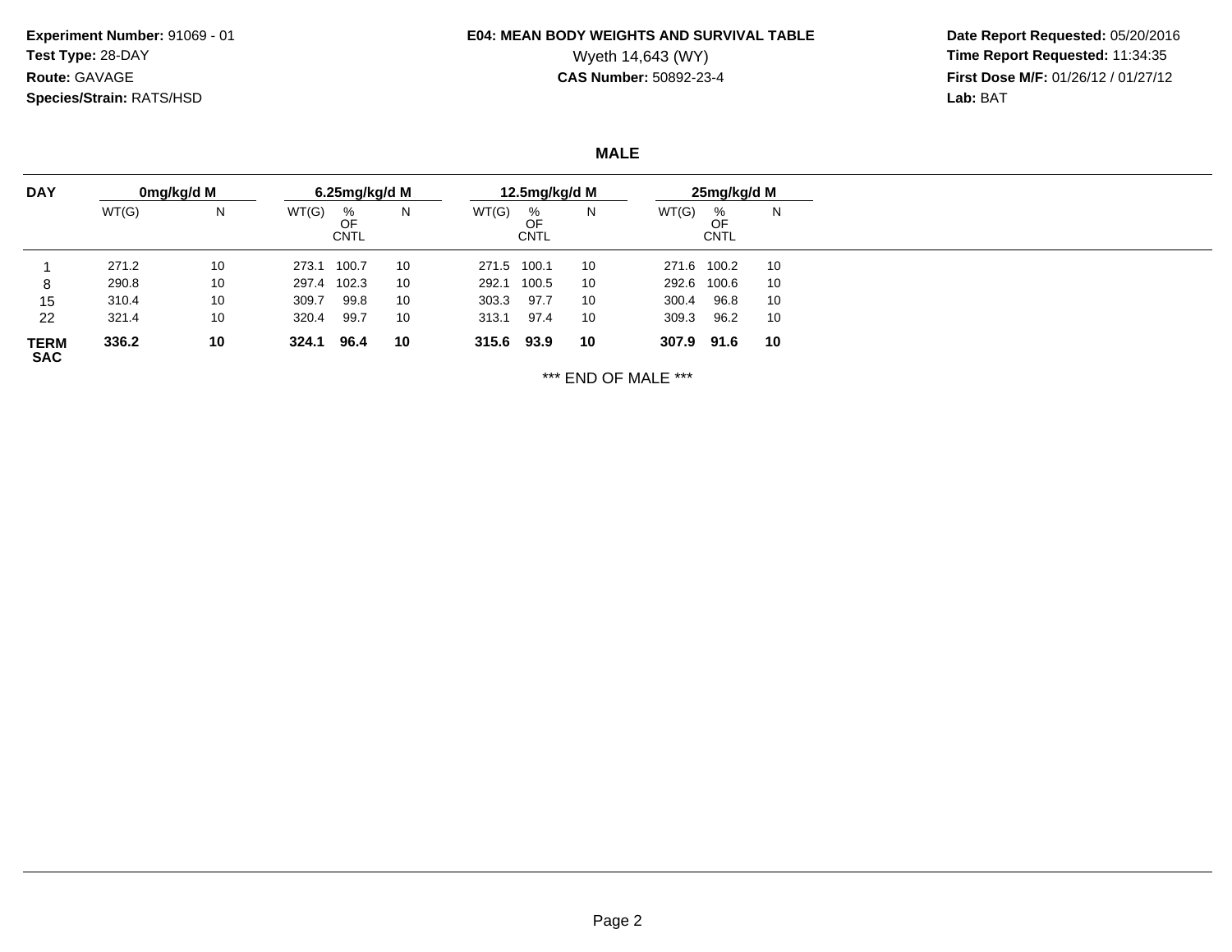**Experiment Number:** 91069 - 01
**Test Type:** 28-DAY
**Route:** GAVAGE
**Species/Strain:** RATS/HSD

**E04: MEAN BODY WEIGHTS AND SURVIVAL TABLE**
Wyeth 14,643 (WY)
**CAS Number:** 50892-23-4

**Date Report Requested:** 05/20/2016
**Time Report Requested:** 11:34:35
**First Dose M/F:** 01/26/12 / 01/27/12
**Lab:** BAT

## MALE

| DAY | 0mg/kg/d M | | 6.25mg/kg/d M | | | 12.5mg/kg/d M | | | 25mg/kg/d M | | |
|---|---|---|---|---|---|---|---|---|---|---|---|
| | WT(G) | N | WT(G) | % OF CNTL | N | WT(G) | % OF CNTL | N | WT(G) | % OF CNTL | N |
| 1 | 271.2 | 10 | 273.1 | 100.7 | 10 | 271.5 | 100.1 | 10 | 271.6 | 100.2 | 10 |
| 8 | 290.8 | 10 | 297.4 | 102.3 | 10 | 292.1 | 100.5 | 10 | 292.6 | 100.6 | 10 |
| 15 | 310.4 | 10 | 309.7 | 99.8 | 10 | 303.3 | 97.7 | 10 | 300.4 | 96.8 | 10 |
| 22 | 321.4 | 10 | 320.4 | 99.7 | 10 | 313.1 | 97.4 | 10 | 309.3 | 96.2 | 10 |
| **TERM SAC** | **336.2** | **10** | **324.1** | **96.4** | **10** | **315.6** | **93.9** | **10** | **307.9** | **91.6** | **10** |

*** END OF MALE ***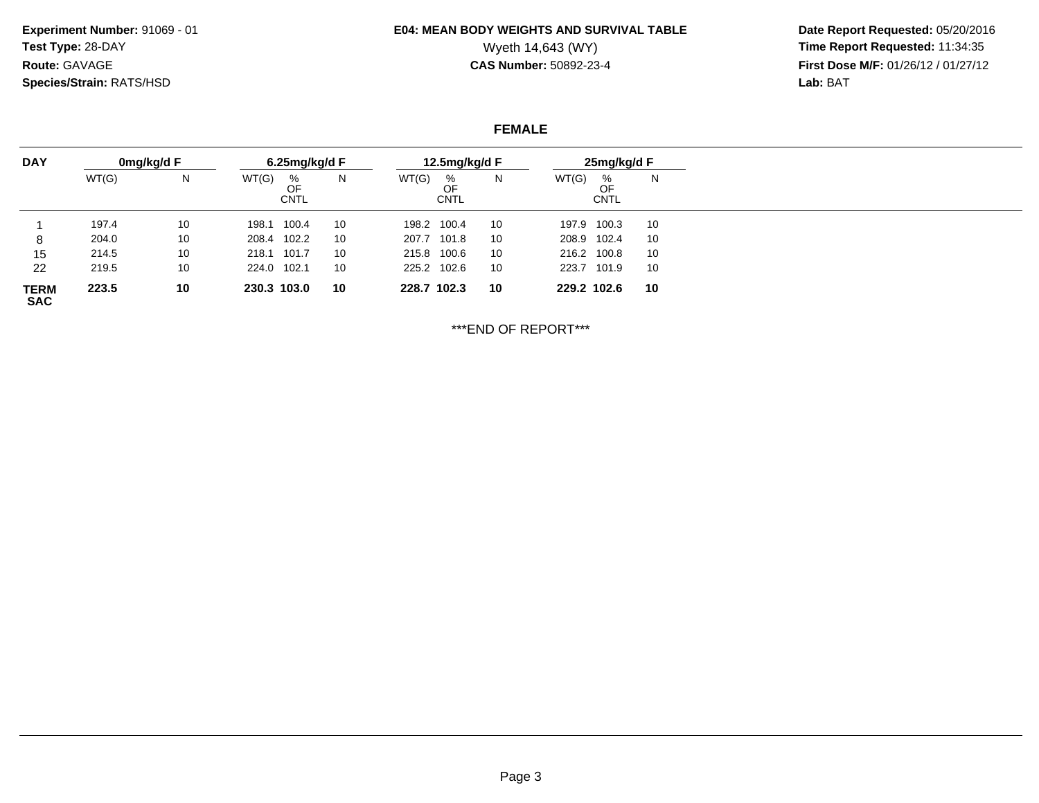**Experiment Number:** 91069 - 01
**Test Type:** 28-DAY
**Route:** GAVAGE
**Species/Strain:** RATS/HSD

**E04: MEAN BODY WEIGHTS AND SURVIVAL TABLE**
Wyeth 14,643 (WY)
**CAS Number:** 50892-23-4

**Date Report Requested:** 05/20/2016
**Time Report Requested:** 11:34:35
**First Dose M/F:** 01/26/12 / 01/27/12
**Lab:** BAT

## FEMALE

| DAY | 0mg/kg/d F | | 6.25mg/kg/d F | | | 12.5mg/kg/d F | | | 25mg/kg/d F | | |
|---|---|---|---|---|---|---|---|---|---|---|---|
| | WT(G) | N | WT(G) | % OF CNTL | N | WT(G) | % OF CNTL | N | WT(G) | % OF CNTL | N |
| 1 | 197.4 | 10 | 198.1 | 100.4 | 10 | 198.2 | 100.4 | 10 | 197.9 | 100.3 | 10 |
| 8 | 204.0 | 10 | 208.4 | 102.2 | 10 | 207.7 | 101.8 | 10 | 208.9 | 102.4 | 10 |
| 15 | 214.5 | 10 | 218.1 | 101.7 | 10 | 215.8 | 100.6 | 10 | 216.2 | 100.8 | 10 |
| 22 | 219.5 | 10 | 224.0 | 102.1 | 10 | 225.2 | 102.6 | 10 | 223.7 | 101.9 | 10 |
| **TERM SAC** | **223.5** | **10** | **230.3** | **103.0** | **10** | **228.7** | **102.3** | **10** | **229.2** | **102.6** | **10** |

***END OF REPORT***